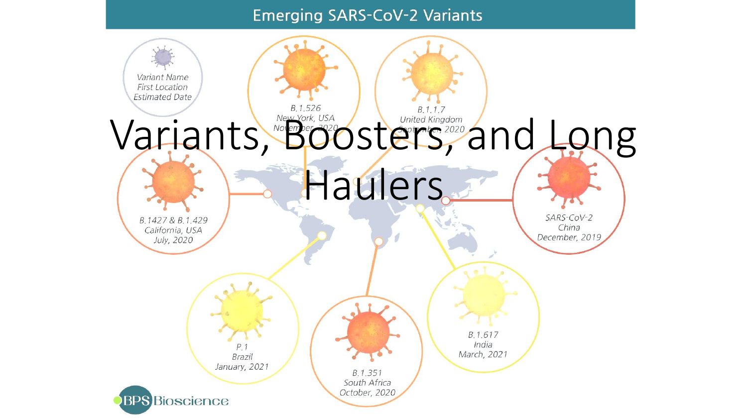# Variants, Boosters, and Long Haulers

Emerging SARS-CoV-2 Variants

Variant Name
First Location
Estimated Date

B.1.526
New York, USA
November, 2020

B.1.1.7
United Kingdom
September, 2020

B.1427 & B.1.429
California, USA
July, 2020

SARS-CoV-2
China
December, 2019

P.1
Brazil
January, 2021

B.1.351
South Africa
October, 2020

B.1.617
India
March, 2021

BPS Bioscience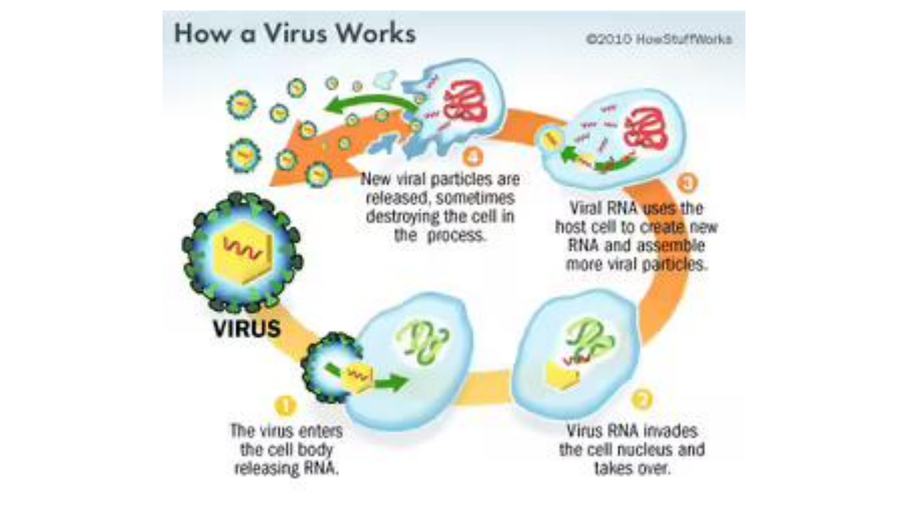# How a Virus Works

©2010 HowStuffWorks

VIRUS

1. The virus enters the cell body releasing RNA.
2. Virus RNA invades the cell nucleus and takes over.
3. Viral RNA uses the host cell to create new RNA and assemble more viral particles.
4. New viral particles are released, sometimes destroying the cell in the process.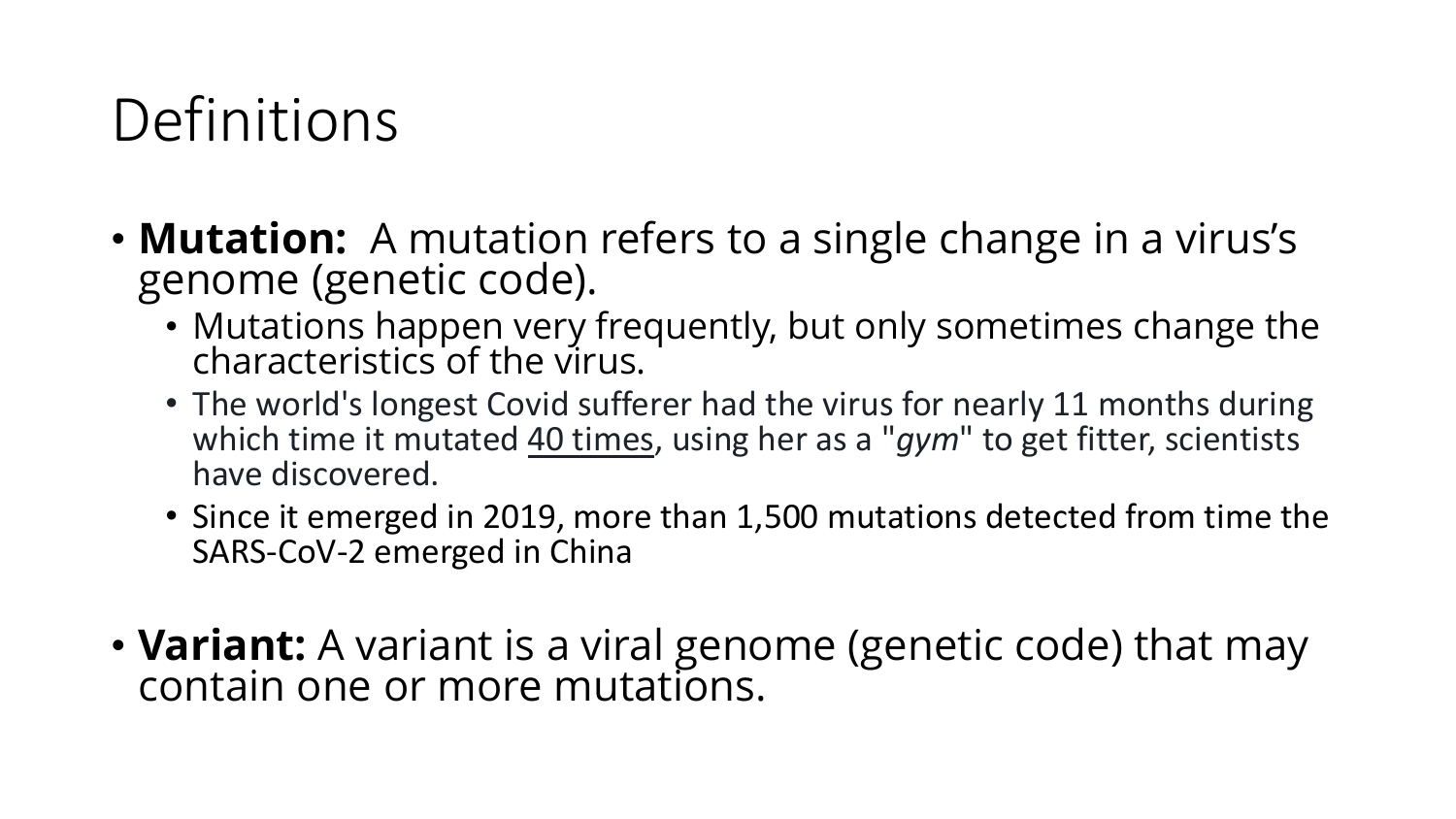# Definitions

- **Mutation:** A mutation refers to a single change in a virus's genome (genetic code).
  - Mutations happen very frequently, but only sometimes change the characteristics of the virus.
  - The world's longest Covid sufferer had the virus for nearly 11 months during which time it mutated <u>40 times</u>, using her as a "*gym*" to get fitter, scientists have discovered.
  - Since it emerged in 2019, more than 1,500 mutations detected from time the SARS-CoV-2 emerged in China

- **Variant:** A variant is a viral genome (genetic code) that may contain one or more mutations.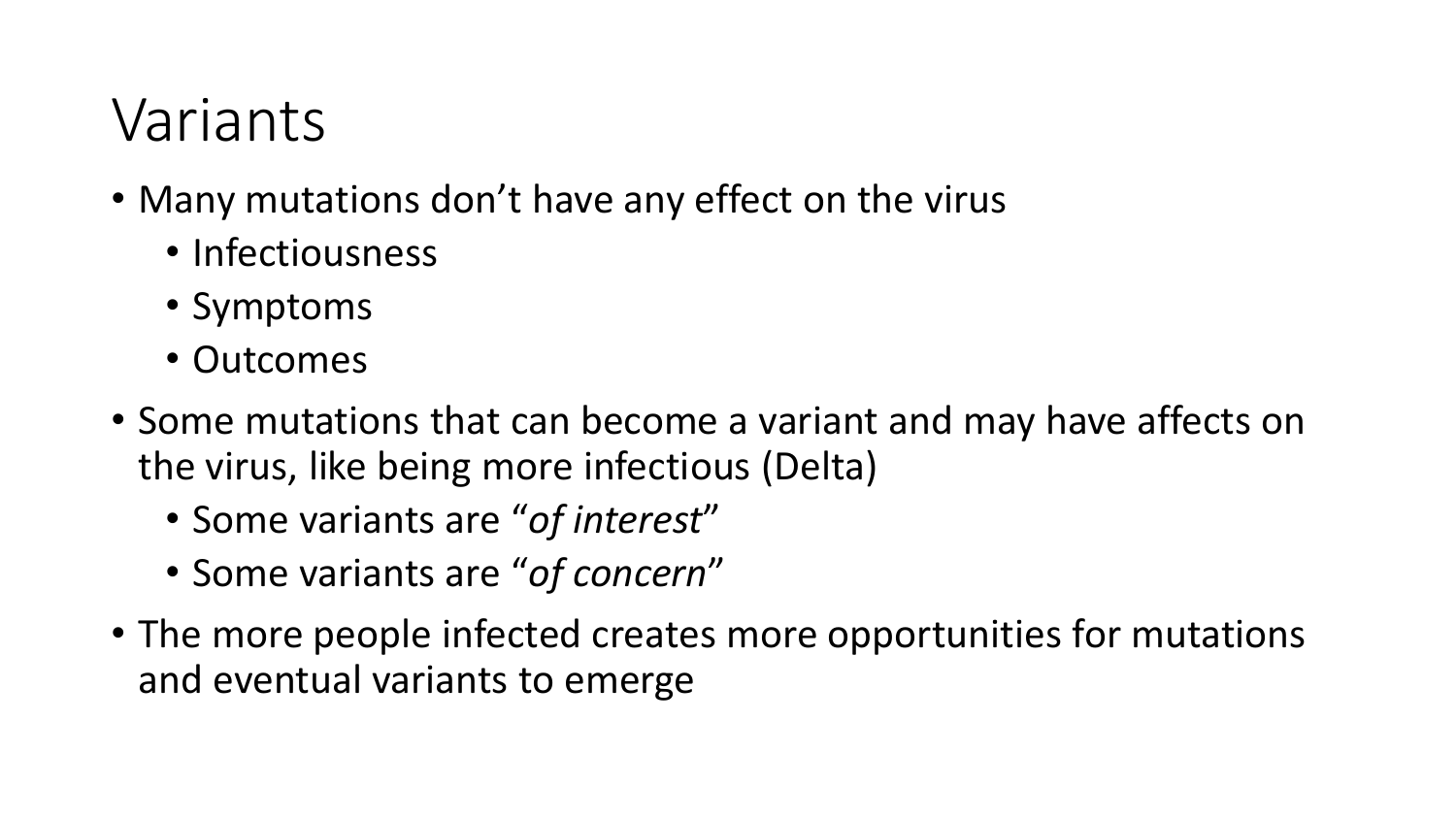# Variants

- Many mutations don't have any effect on the virus
  - Infectiousness
  - Symptoms
  - Outcomes
- Some mutations that can become a variant and may have affects on the virus, like being more infectious (Delta)
  - Some variants are "*of interest*"
  - Some variants are "*of concern*"
- The more people infected creates more opportunities for mutations and eventual variants to emerge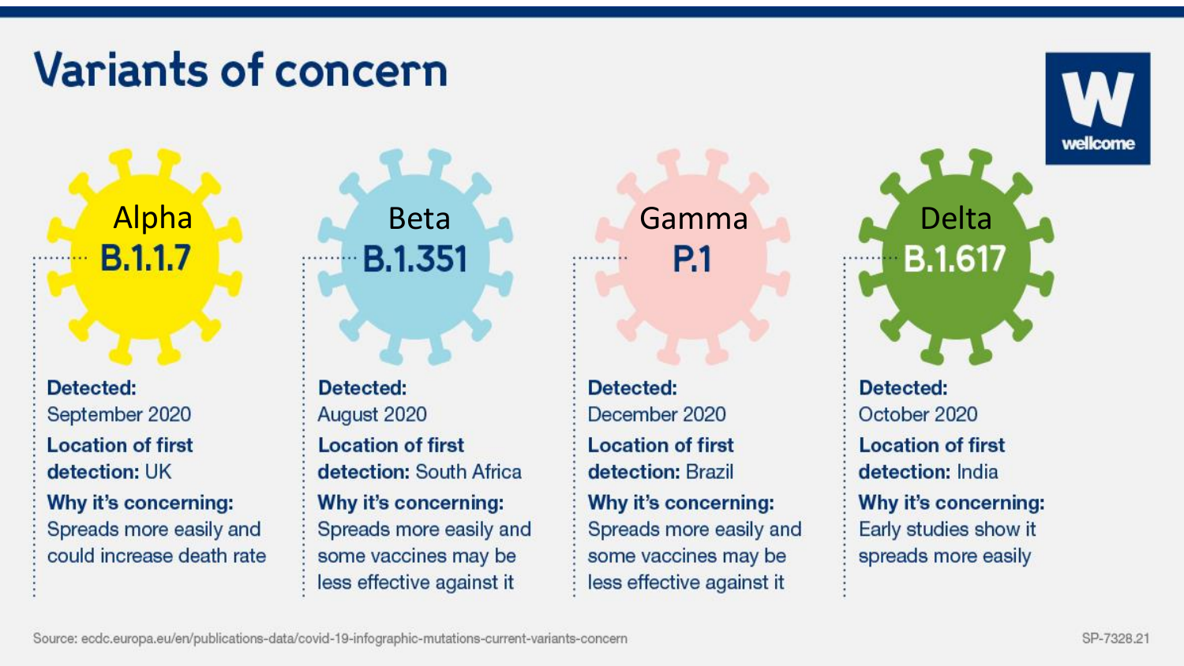# Variants of concern

wellcome

## Alpha B.1.1.7

**Detected:** September 2020

**Location of first detection:** UK

**Why it's concerning:** Spreads more easily and could increase death rate

## Beta B.1.351

**Detected:** August 2020

**Location of first detection:** South Africa

**Why it's concerning:** Spreads more easily and some vaccines may be less effective against it

## Gamma P.1

**Detected:** December 2020

**Location of first detection:** Brazil

**Why it's concerning:** Spreads more easily and some vaccines may be less effective against it

## Delta B.1.617

**Detected:** October 2020

**Location of first detection:** India

**Why it's concerning:** Early studies show it spreads more easily

Source: ecdc.europa.eu/en/publications-data/covid-19-infographic-mutations-current-variants-concern

SP-7328.21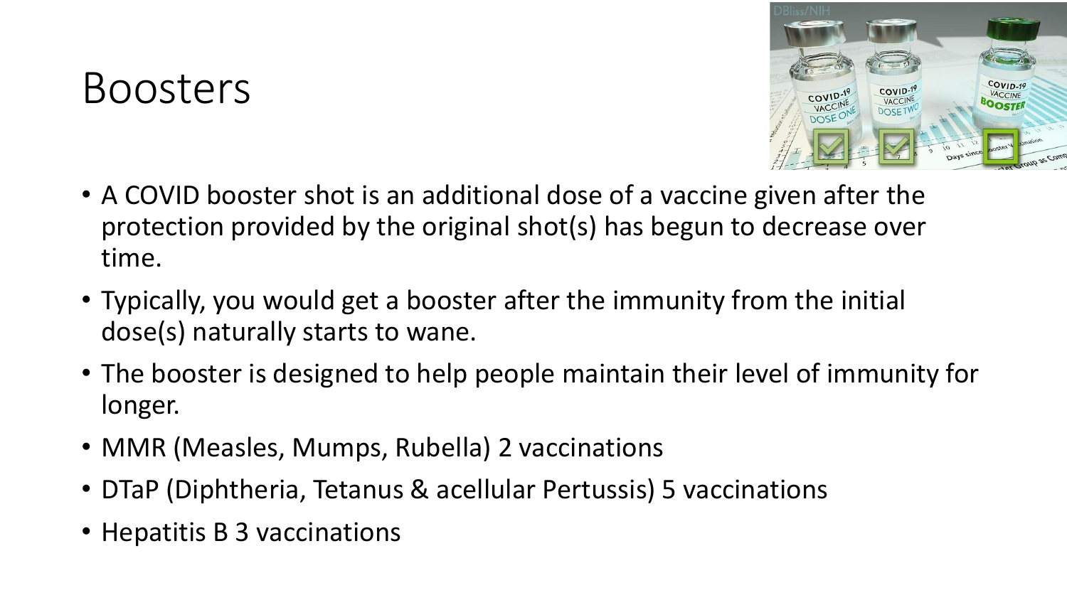# Boosters

- A COVID booster shot is an additional dose of a vaccine given after the protection provided by the original shot(s) has begun to decrease over time.
- Typically, you would get a booster after the immunity from the initial dose(s) naturally starts to wane.
- The booster is designed to help people maintain their level of immunity for longer.
- MMR (Measles, Mumps, Rubella) 2 vaccinations
- DTaP (Diphtheria, Tetanus & acellular Pertussis) 5 vaccinations
- Hepatitis B 3 vaccinations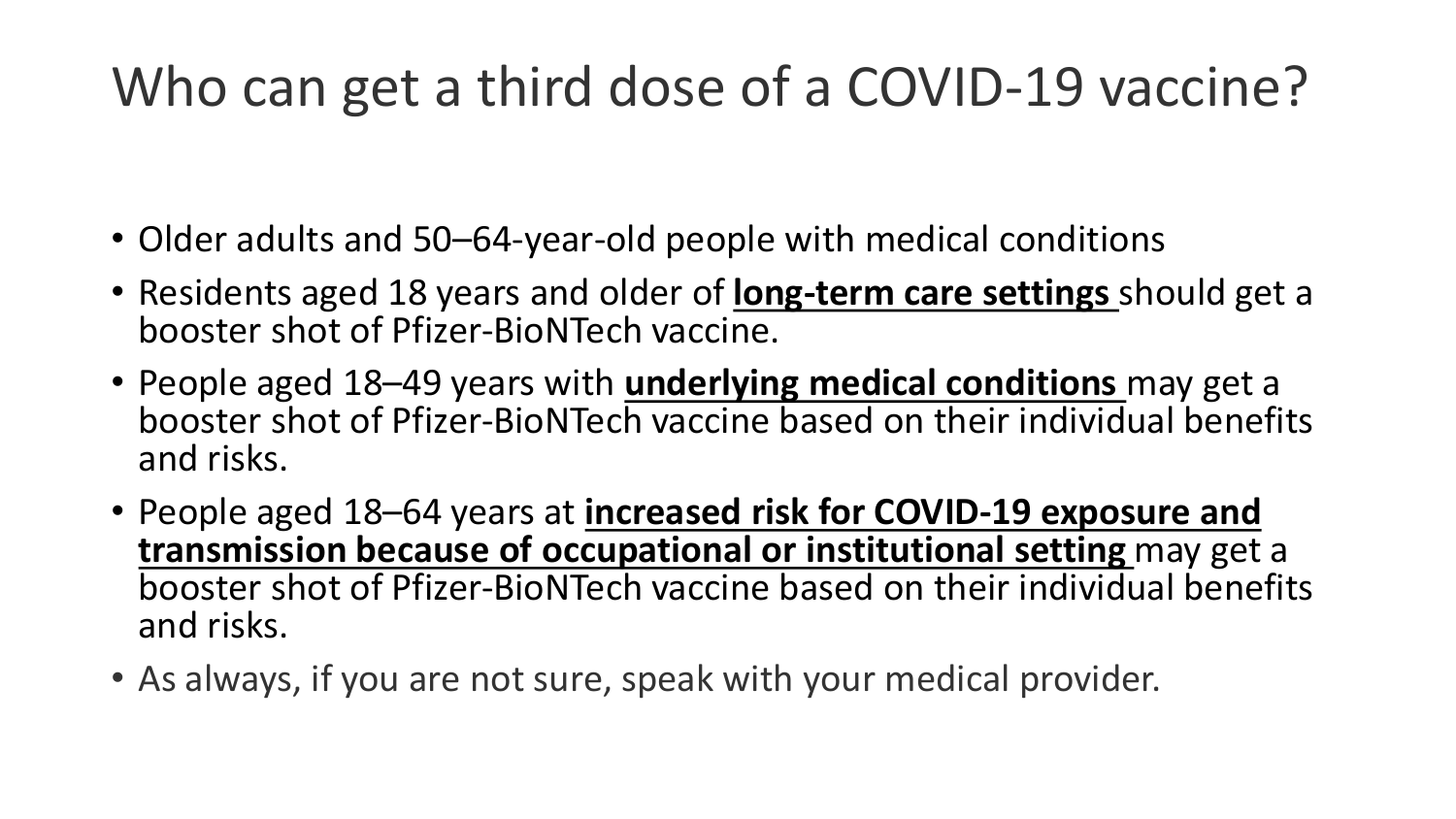# Who can get a third dose of a COVID-19 vaccine?

- Older adults and 50–64-year-old people with medical conditions
- Residents aged 18 years and older of **long-term care settings** should get a booster shot of Pfizer-BioNTech vaccine.
- People aged 18–49 years with **underlying medical conditions** may get a booster shot of Pfizer-BioNTech vaccine based on their individual benefits and risks.
- People aged 18–64 years at **increased risk for COVID-19 exposure and transmission because of occupational or institutional setting** may get a booster shot of Pfizer-BioNTech vaccine based on their individual benefits and risks.
- As always, if you are not sure, speak with your medical provider.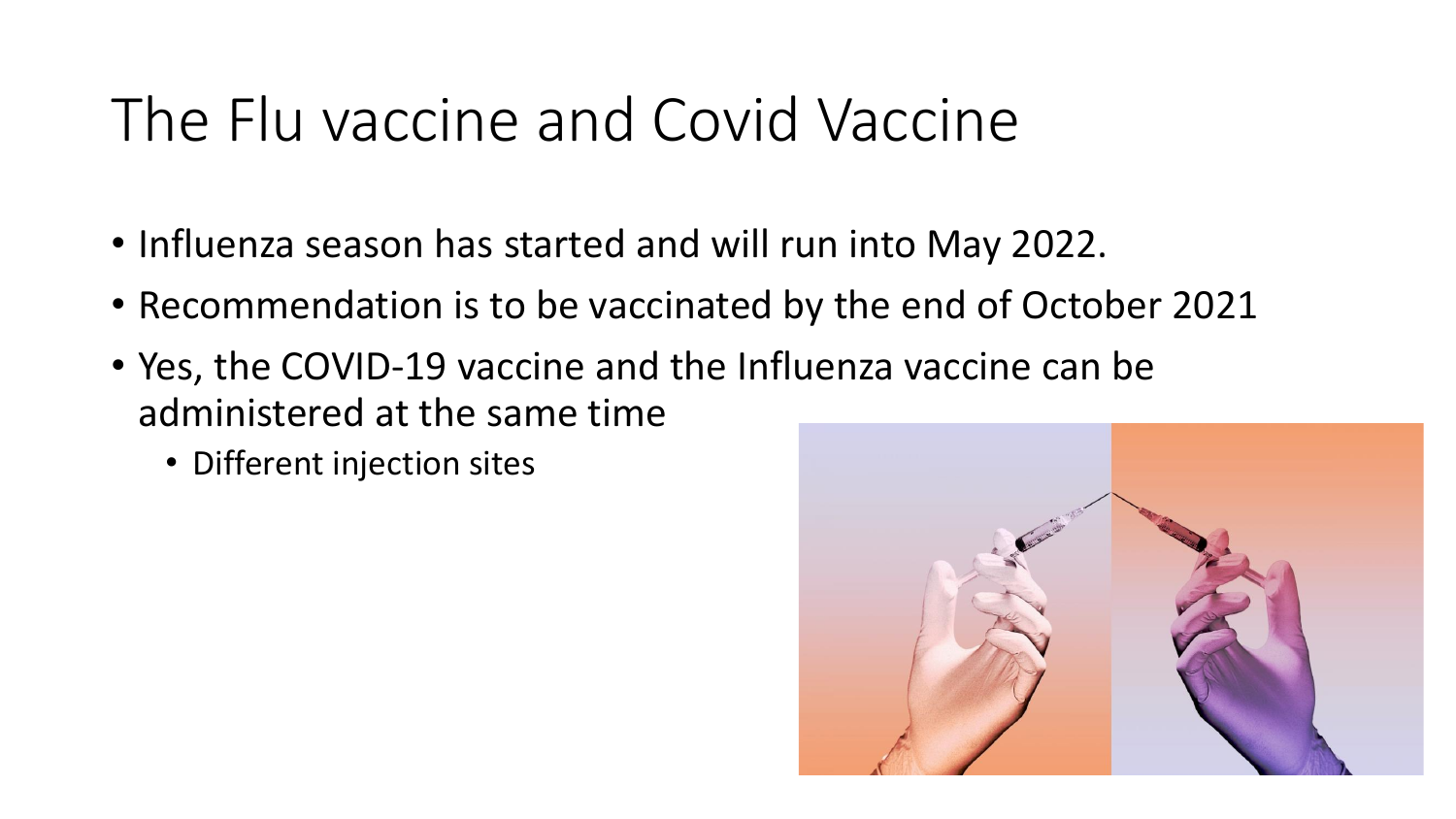# The Flu vaccine and Covid Vaccine

- Influenza season has started and will run into May 2022.
- Recommendation is to be vaccinated by the end of October 2021
- Yes, the COVID-19 vaccine and the Influenza vaccine can be administered at the same time
  - Different injection sites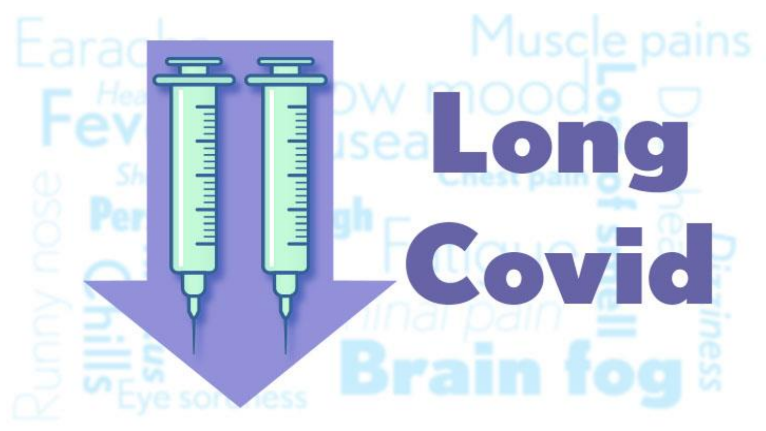# Long Covid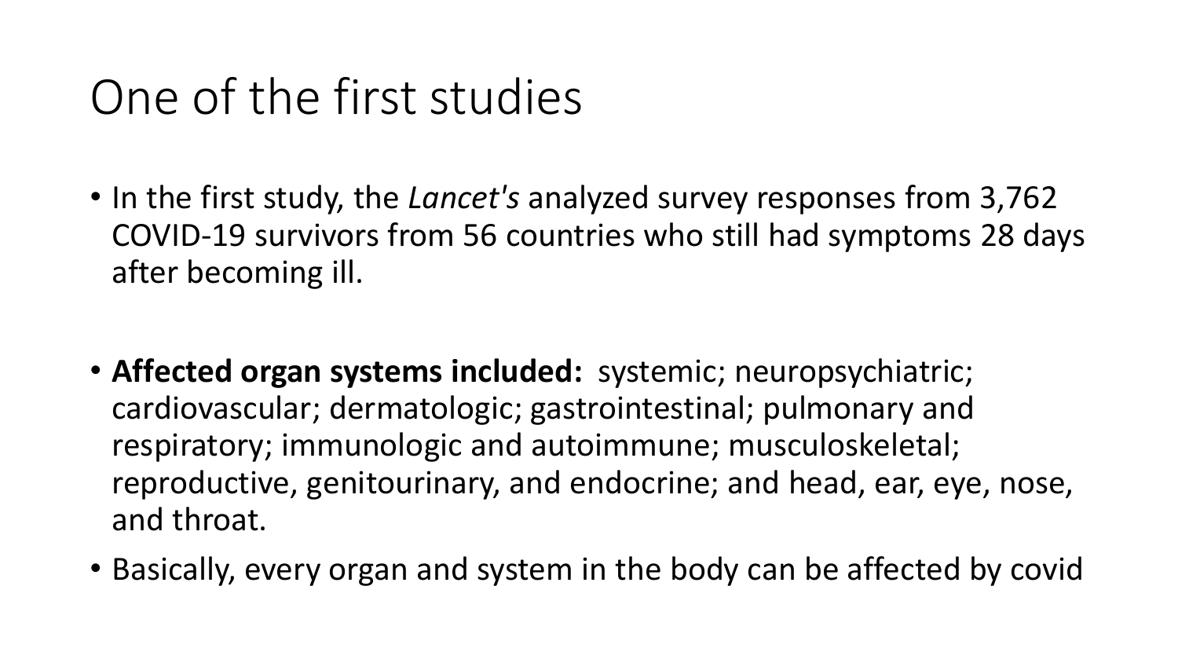# One of the first studies

- In the first study, the *Lancet's* analyzed survey responses from 3,762 COVID-19 survivors from 56 countries who still had symptoms 28 days after becoming ill.
- **Affected organ systems included:** systemic; neuropsychiatric; cardiovascular; dermatologic; gastrointestinal; pulmonary and respiratory; immunologic and autoimmune; musculoskeletal; reproductive, genitourinary, and endocrine; and head, ear, eye, nose, and throat.
- Basically, every organ and system in the body can be affected by covid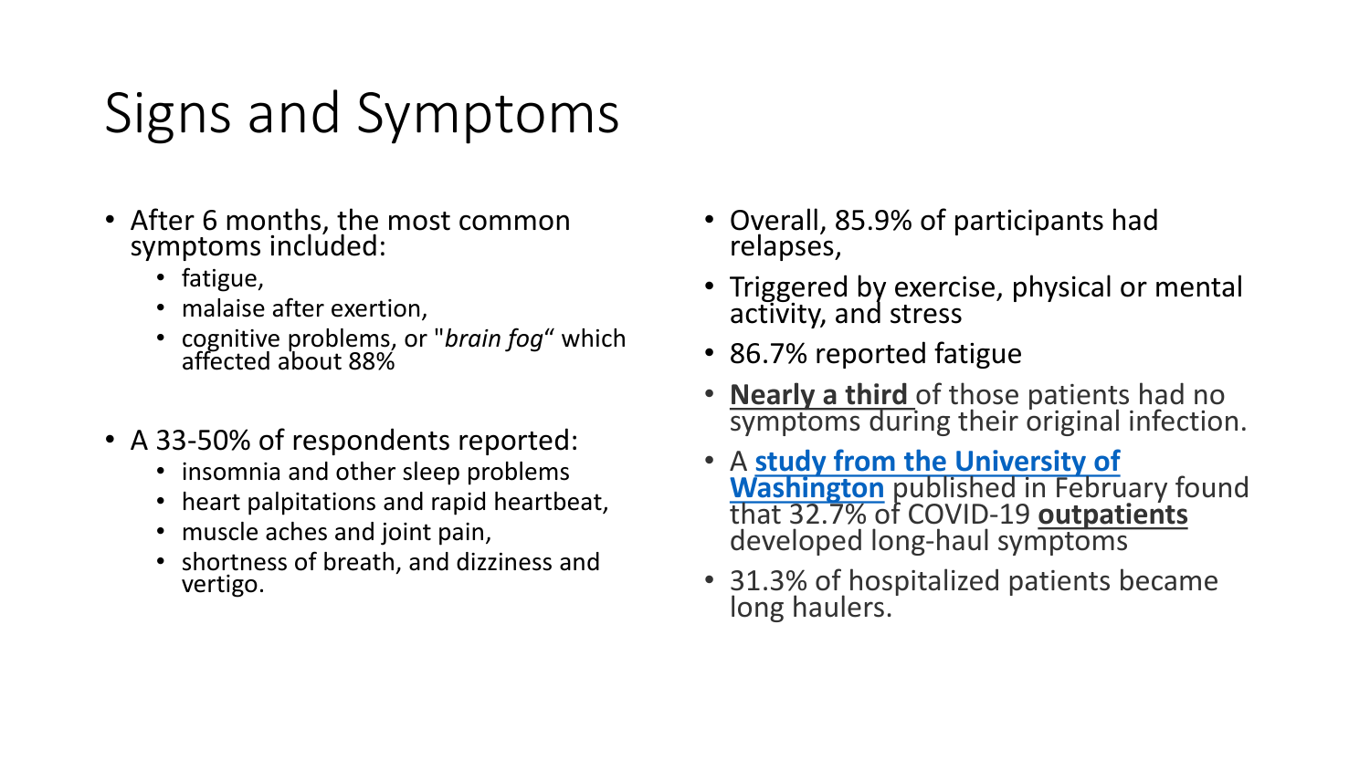# Signs and Symptoms

- After 6 months, the most common symptoms included:
  - fatigue,
  - malaise after exertion,
  - cognitive problems, or "*brain fog*" which affected about 88%
- A 33-50% of respondents reported:
  - insomnia and other sleep problems
  - heart palpitations and rapid heartbeat,
  - muscle aches and joint pain,
  - shortness of breath, and dizziness and vertigo.
- Overall, 85.9% of participants had relapses,
- Triggered by exercise, physical or mental activity, and stress
- 86.7% reported fatigue
- **Nearly a third** of those patients had no symptoms during their original infection.
- A **study from the University of Washington** published in February found that 32.7% of COVID-19 **outpatients** developed long-haul symptoms
- 31.3% of hospitalized patients became long haulers.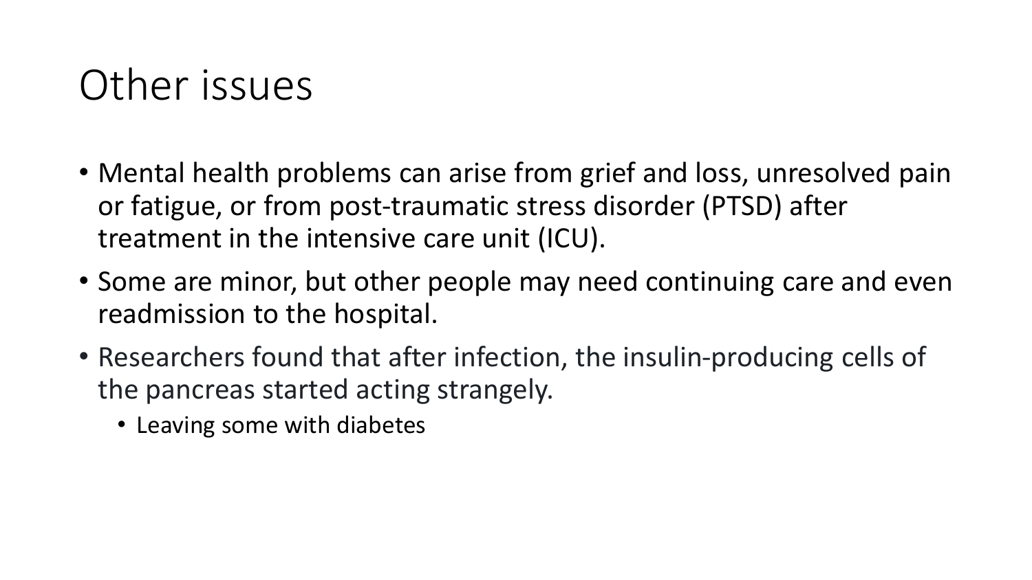# Other issues

- Mental health problems can arise from grief and loss, unresolved pain or fatigue, or from post-traumatic stress disorder (PTSD) after treatment in the intensive care unit (ICU).
- Some are minor, but other people may need continuing care and even readmission to the hospital.
- Researchers found that after infection, the insulin-producing cells of the pancreas started acting strangely.
  - Leaving some with diabetes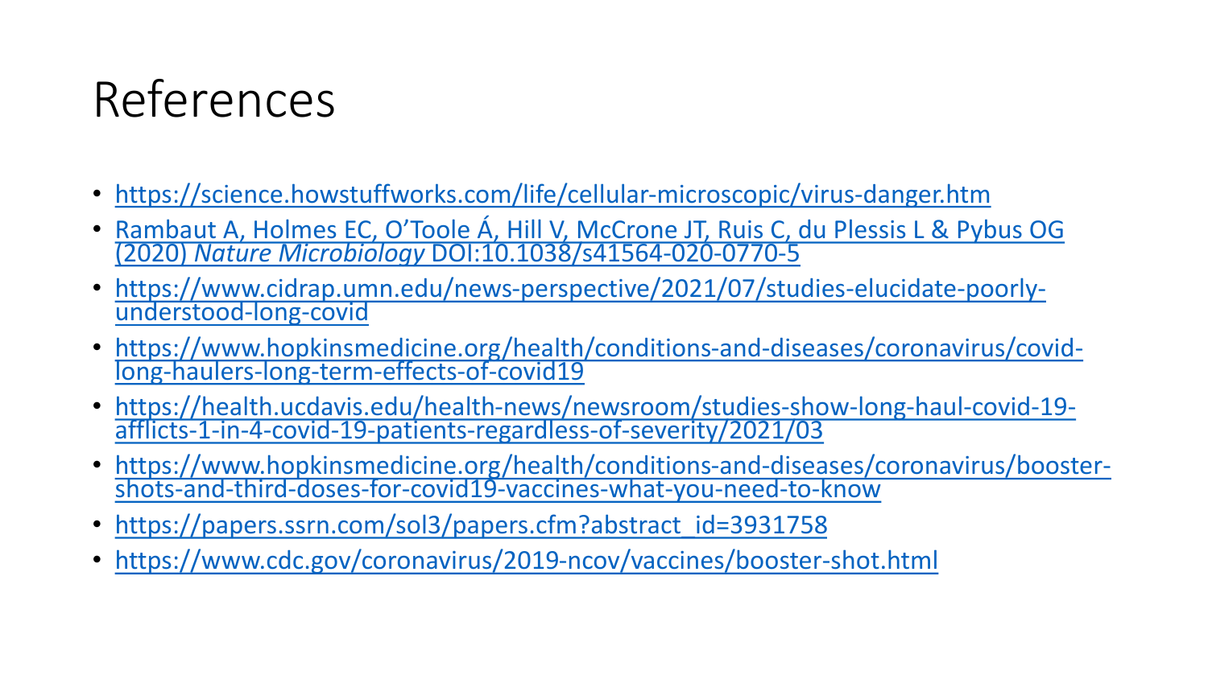# References

- https://science.howstuffworks.com/life/cellular-microscopic/virus-danger.htm
- Rambaut A, Holmes EC, O'Toole Á, Hill V, McCrone JT, Ruis C, du Plessis L & Pybus OG (2020) *Nature Microbiology* DOI:10.1038/s41564-020-0770-5
- https://www.cidrap.umn.edu/news-perspective/2021/07/studies-elucidate-poorly-understood-long-covid
- https://www.hopkinsmedicine.org/health/conditions-and-diseases/coronavirus/covid-long-haulers-long-term-effects-of-covid19
- https://health.ucdavis.edu/health-news/newsroom/studies-show-long-haul-covid-19-afflicts-1-in-4-covid-19-patients-regardless-of-severity/2021/03
- https://www.hopkinsmedicine.org/health/conditions-and-diseases/coronavirus/booster-shots-and-third-doses-for-covid19-vaccines-what-you-need-to-know
- https://papers.ssrn.com/sol3/papers.cfm?abstract_id=3931758
- https://www.cdc.gov/coronavirus/2019-ncov/vaccines/booster-shot.html